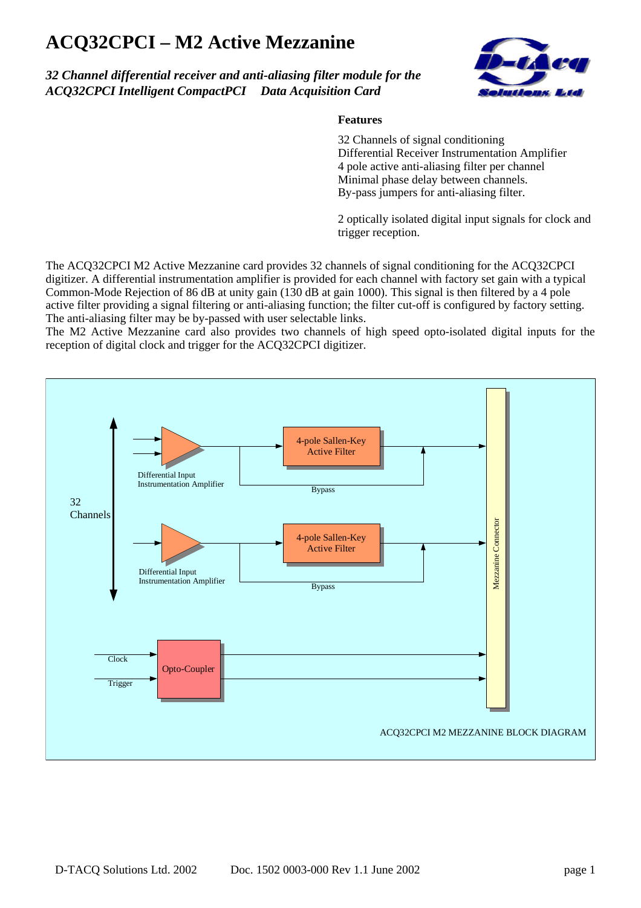# ACQ32CPCI – M2 Active Mezzanine

*32 Channel differential receiver and anti-aliasing filter module for the ACQ32CPCI Intelligent CompactPCI Data Acquisition Card*

### Features

32 Channels of signal conditioning
Differential Receiver Instrumentation Amplifier
4 pole active anti-aliasing filter per channel
Minimal phase delay between channels.
By-pass jumpers for anti-aliasing filter.

2 optically isolated digital input signals for clock and trigger reception.

The ACQ32CPCI M2 Active Mezzanine card provides 32 channels of signal conditioning for the ACQ32CPCI digitizer. A differential instrumentation amplifier is provided for each channel with factory set gain with a typical Common-Mode Rejection of 86 dB at unity gain (130 dB at gain 1000). This signal is then filtered by a 4 pole active filter providing a signal filtering or anti-aliasing function; the filter cut-off is configured by factory setting. The anti-aliasing filter may be by-passed with user selectable links.
The M2 Active Mezzanine card also provides two channels of high speed opto-isolated digital inputs for the reception of digital clock and trigger for the ACQ32CPCI digitizer.

32 Channels

Differential Input Instrumentation Amplifier

4-pole Sallen-Key Active Filter

Bypass

Differential Input Instrumentation Amplifier

4-pole Sallen-Key Active Filter

Bypass

Mezzanine Connector

Clock

Trigger

Opto-Coupler

ACQ32CPCI M2 MEZZANINE BLOCK DIAGRAM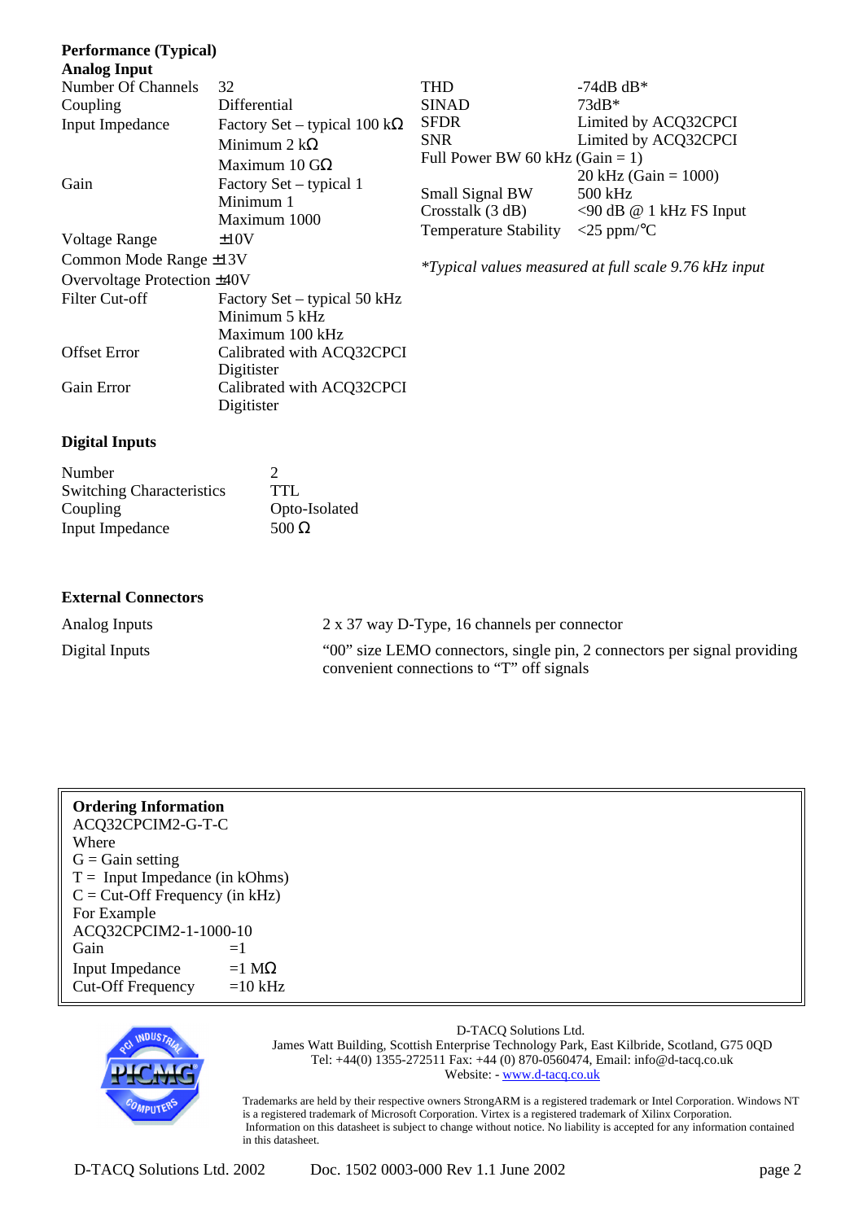**Performance (Typical)**

**Analog Input**

| | |
|---|---|
| Number Of Channels | 32 |
| Coupling | Differential |
| Input Impedance | Factory Set – typical 100 kΩ<br>Minimum 2 kΩ<br>Maximum 10 GΩ |
| Gain | Factory Set – typical 1<br>Minimum 1<br>Maximum 1000 |
| Voltage Range | ±10V |
| Common Mode Range | ±13V |
| Overvoltage Protection | ±40V |
| Filter Cut-off | Factory Set – typical 50 kHz<br>Minimum 5 kHz<br>Maximum 100 kHz |
| Offset Error | Calibrated with ACQ32CPCI Digitister |
| Gain Error | Calibrated with ACQ32CPCI Digitister |

| | |
|---|---|
| THD | -74dB dB* |
| SINAD | 73dB* |
| SFDR | Limited by ACQ32CPCI |
| SNR | Limited by ACQ32CPCI |
| Full Power BW | 60 kHz (Gain = 1)<br>20 kHz (Gain = 1000) |
| Small Signal BW | 500 kHz |
| Crosstalk (3 dB) | <90 dB @ 1 kHz FS Input |
| Temperature Stability | <25 ppm/°C |

*\*Typical values measured at full scale 9.76 kHz input*

**Digital Inputs**

| | |
|---|---|
| Number | 2 |
| Switching Characteristics | TTL |
| Coupling | Opto-Isolated |
| Input Impedance | 500 Ω |

**External Connectors**

| | |
|---|---|
| Analog Inputs | 2 x 37 way D-Type, 16 channels per connector |
| Digital Inputs | “00” size LEMO connectors, single pin, 2 connectors per signal providing convenient connections to “T” off signals |

**Ordering Information**

ACQ32CPCIM2-G-T-C

Where

G = Gain setting

T = Input Impedance (in kOhms)

C = Cut-Off Frequency (in kHz)

For Example

ACQ32CPCIM2-1-1000-10

| | |
|---|---|
| Gain | =1 |
| Input Impedance | =1 MΩ |
| Cut-Off Frequency | =10 kHz |

D-TACQ Solutions Ltd.
James Watt Building, Scottish Enterprise Technology Park, East Kilbride, Scotland, G75 0QD
Tel: +44(0) 1355-272511 Fax: +44 (0) 870-0560474, Email: info@d-tacq.co.uk
Website: - www.d-tacq.co.uk

Trademarks are held by their respective owners StrongARM is a registered trademark or Intel Corporation. Windows NT is a registered trademark of Microsoft Corporation. Virtex is a registered trademark of Xilinx Corporation. Information on this datasheet is subject to change without notice. No liability is accepted for any information contained in this datasheet.

D-TACQ Solutions Ltd. 2002 Doc. 1502 0003-000 Rev 1.1 June 2002